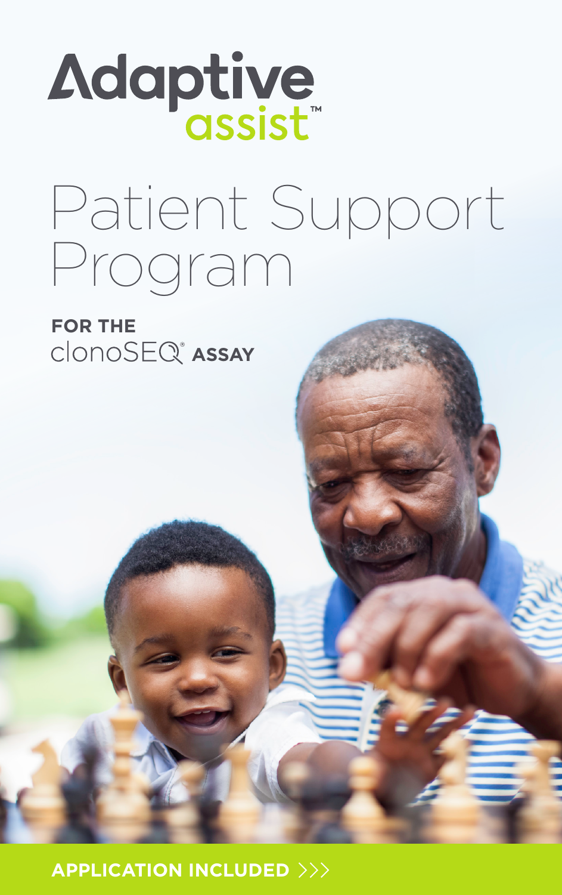# Adaptive assist™

# Patient Support Program

**FOR THE** clonoSEQ® **ASSAY**

**APPLICATION INCLUDED >>>**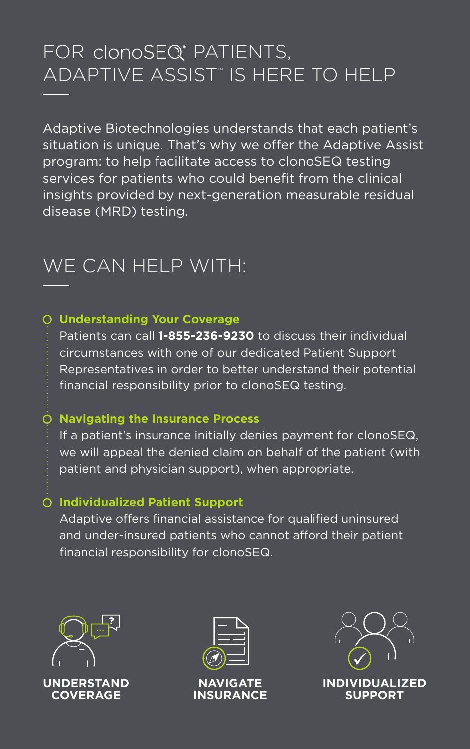# FOR clonoSEQ® PATIENTS, ADAPTIVE ASSIST™ IS HERE TO HELP

Adaptive Biotechnologies understands that each patient's situation is unique. That's why we offer the Adaptive Assist program: to help facilitate access to clonoSEQ testing services for patients who could benefit from the clinical insights provided by next-generation measurable residual disease (MRD) testing.

## WE CAN HELP WITH:

**Understanding Your Coverage**
Patients can call **1-855-236-9230** to discuss their individual circumstances with one of our dedicated Patient Support Representatives in order to better understand their potential financial responsibility prior to clonoSEQ testing.

**Navigating the Insurance Process**
If a patient's insurance initially denies payment for clonoSEQ, we will appeal the denied claim on behalf of the patient (with patient and physician support), when appropriate.

**Individualized Patient Support**
Adaptive offers financial assistance for qualified uninsured and under-insured patients who cannot afford their patient financial responsibility for clonoSEQ.

**UNDERSTAND COVERAGE**

**NAVIGATE INSURANCE**

**INDIVIDUALIZED SUPPORT**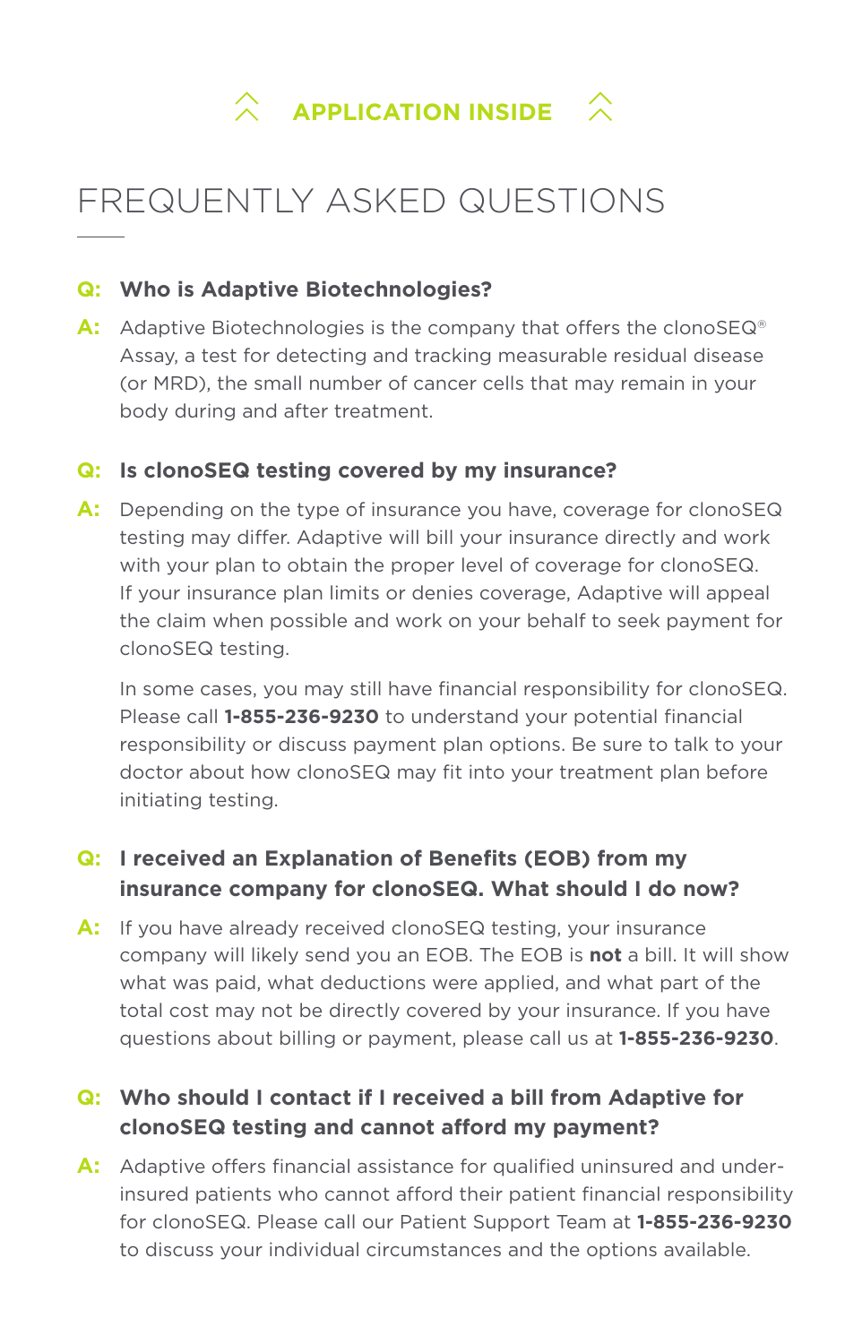**APPLICATION INSIDE**

# FREQUENTLY ASKED QUESTIONS

**Q: Who is Adaptive Biotechnologies?**

**A:** Adaptive Biotechnologies is the company that offers the clonoSEQ® Assay, a test for detecting and tracking measurable residual disease (or MRD), the small number of cancer cells that may remain in your body during and after treatment.

**Q: Is clonoSEQ testing covered by my insurance?**

**A:** Depending on the type of insurance you have, coverage for clonoSEQ testing may differ. Adaptive will bill your insurance directly and work with your plan to obtain the proper level of coverage for clonoSEQ. If your insurance plan limits or denies coverage, Adaptive will appeal the claim when possible and work on your behalf to seek payment for clonoSEQ testing.

In some cases, you may still have financial responsibility for clonoSEQ. Please call **1-855-236-9230** to understand your potential financial responsibility or discuss payment plan options. Be sure to talk to your doctor about how clonoSEQ may fit into your treatment plan before initiating testing.

**Q: I received an Explanation of Benefits (EOB) from my insurance company for clonoSEQ. What should I do now?**

**A:** If you have already received clonoSEQ testing, your insurance company will likely send you an EOB. The EOB is **not** a bill. It will show what was paid, what deductions were applied, and what part of the total cost may not be directly covered by your insurance. If you have questions about billing or payment, please call us at **1-855-236-9230**.

**Q: Who should I contact if I received a bill from Adaptive for clonoSEQ testing and cannot afford my payment?**

**A:** Adaptive offers financial assistance for qualified uninsured and under-insured patients who cannot afford their patient financial responsibility for clonoSEQ. Please call our Patient Support Team at **1-855-236-9230** to discuss your individual circumstances and the options available.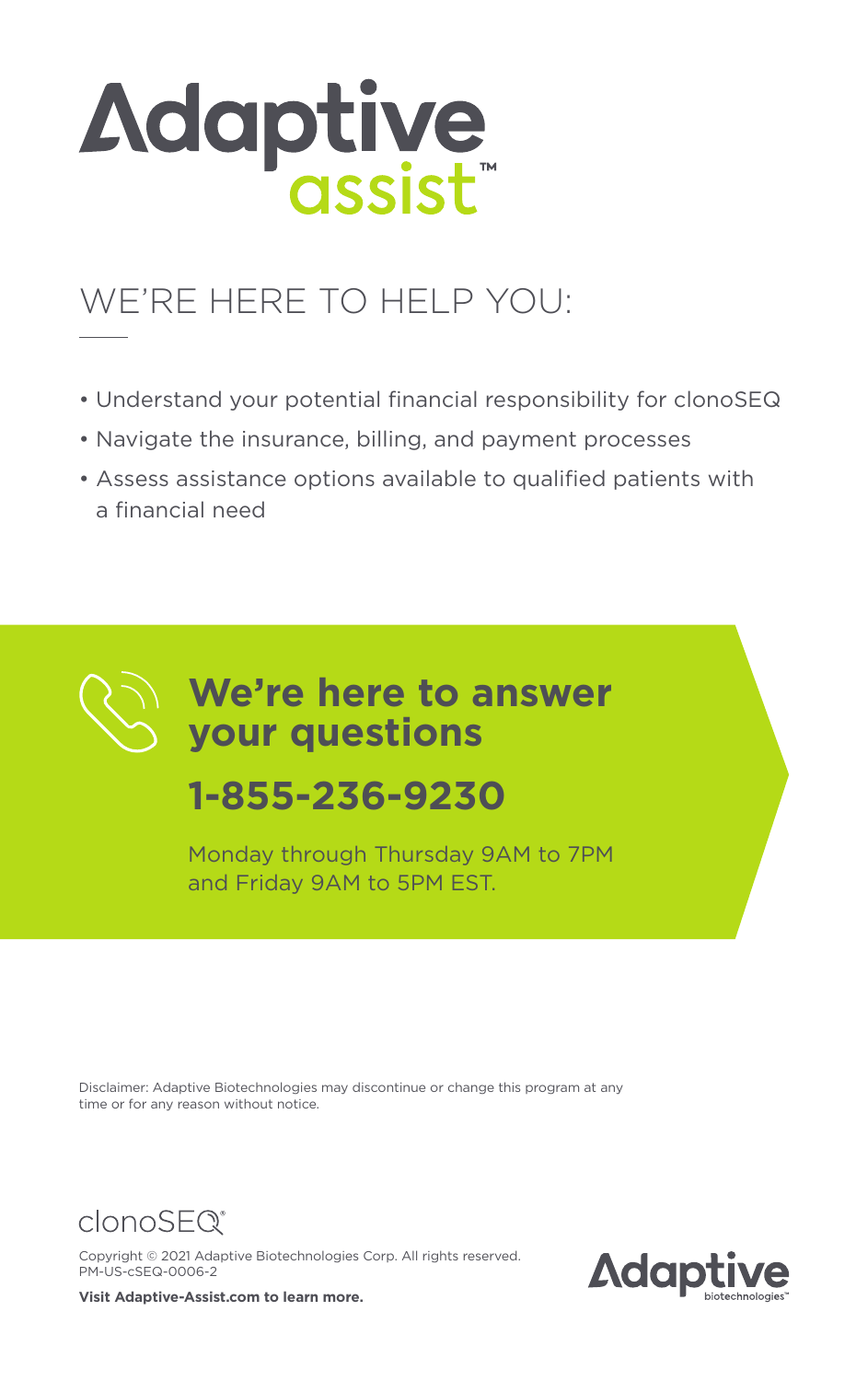# Adaptive assist™

## WE'RE HERE TO HELP YOU:

- Understand your potential financial responsibility for clonoSEQ
- Navigate the insurance, billing, and payment processes
- Assess assistance options available to qualified patients with a financial need

## We're here to answer your questions

## 1-855-236-9230

Monday through Thursday 9AM to 7PM and Friday 9AM to 5PM EST.

Disclaimer: Adaptive Biotechnologies may discontinue or change this program at any time or for any reason without notice.

clonoSEQ®

Copyright © 2021 Adaptive Biotechnologies Corp. All rights reserved.
PM-US-cSEQ-0006-2

**Visit Adaptive-Assist.com to learn more.**

Adaptive biotechnologies™